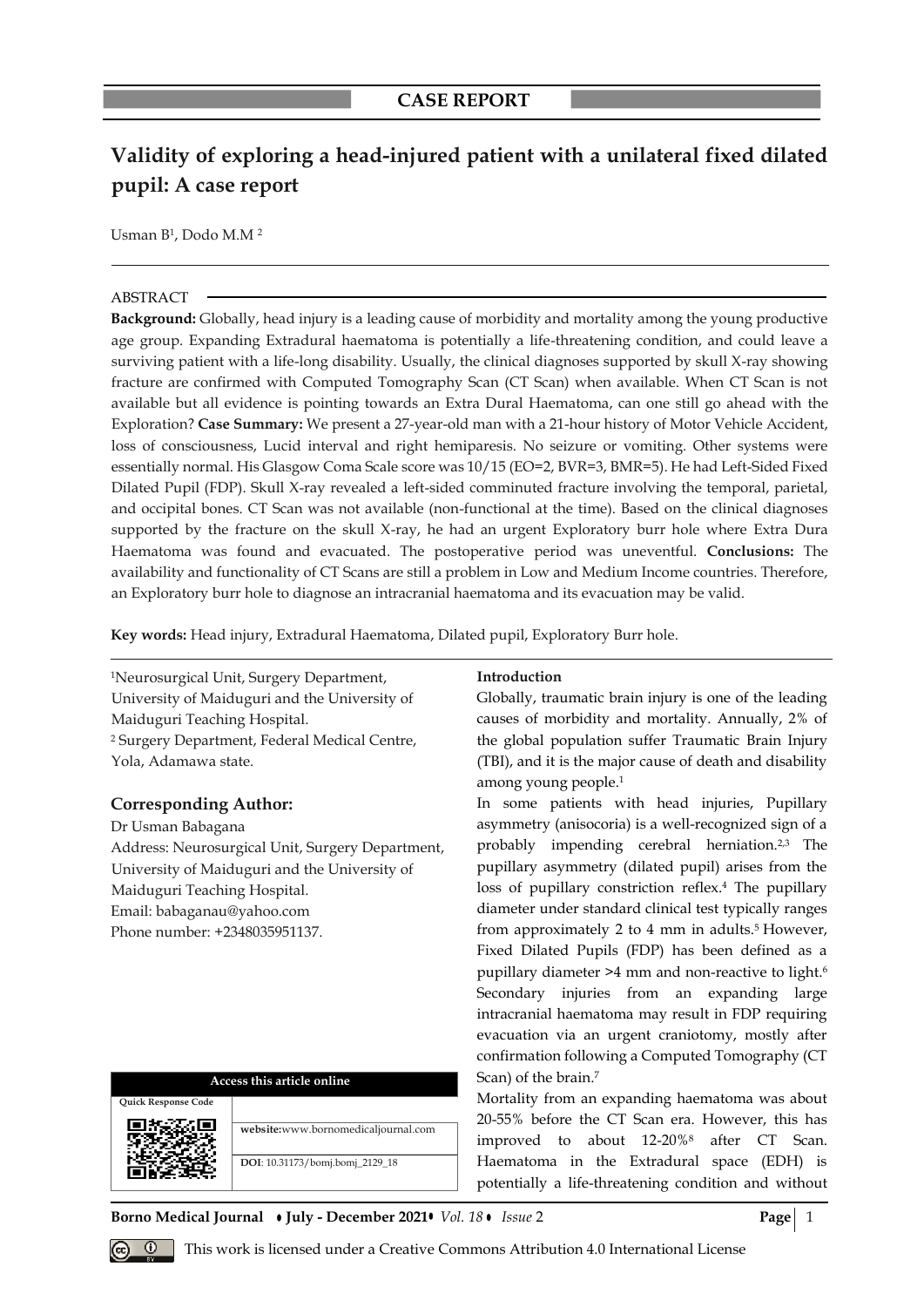CASE REPORT

# Validity of exploring a head-injured patient with a unilateral fixed dilated pupil: A case report

Usman B[1], Dodo M.M [2]

## ABSTRACT

**Background:** Globally, head injury is a leading cause of morbidity and mortality among the young productive age group. Expanding Extradural haematoma is potentially a life-threatening condition, and could leave a surviving patient with a life-long disability. Usually, the clinical diagnoses supported by skull X-ray showing fracture are confirmed with Computed Tomography Scan (CT Scan) when available. When CT Scan is not available but all evidence is pointing towards an Extra Dural Haematoma, can one still go ahead with the Exploration? **Case Summary:** We present a 27-year-old man with a 21-hour history of Motor Vehicle Accident, loss of consciousness, Lucid interval and right hemiparesis. No seizure or vomiting. Other systems were essentially normal. His Glasgow Coma Scale score was 10/15 (EO=2, BVR=3, BMR=5). He had Left-Sided Fixed Dilated Pupil (FDP). Skull X-ray revealed a left-sided comminuted fracture involving the temporal, parietal, and occipital bones. CT Scan was not available (non-functional at the time). Based on the clinical diagnoses supported by the fracture on the skull X-ray, he had an urgent Exploratory burr hole where Extra Dura Haematoma was found and evacuated. The postoperative period was uneventful. **Conclusions:** The availability and functionality of CT Scans are still a problem in Low and Medium Income countries. Therefore, an Exploratory burr hole to diagnose an intracranial haematoma and its evacuation may be valid.

**Key words:** Head injury, Extradural Haematoma, Dilated pupil, Exploratory Burr hole.

[1]Neurosurgical Unit, Surgery Department, University of Maiduguri and the University of Maiduguri Teaching Hospital.
[2] Surgery Department, Federal Medical Centre, Yola, Adamawa state.

### Corresponding Author:

Dr Usman Babagana
Address: Neurosurgical Unit, Surgery Department, University of Maiduguri and the University of Maiduguri Teaching Hospital.
Email: babaganau@yahoo.com
Phone number: +2348035951137.

| Access this article online | |
|---|---|
| Quick Response Code | |
| | website:www.bornomedicaljournal.com |
| | DOI: 10.31173/bomj.bomj_2129_18 |

## Introduction

Globally, traumatic brain injury is one of the leading causes of morbidity and mortality. Annually, 2% of the global population suffer Traumatic Brain Injury (TBI), and it is the major cause of death and disability among young people.[1]

In some patients with head injuries, Pupillary asymmetry (anisocoria) is a well-recognized sign of a probably impending cerebral herniation.[2,3] The pupillary asymmetry (dilated pupil) arises from the loss of pupillary constriction reflex.[4] The pupillary diameter under standard clinical test typically ranges from approximately 2 to 4 mm in adults.[5] However, Fixed Dilated Pupils (FDP) has been defined as a pupillary diameter >4 mm and non-reactive to light.[6] Secondary injuries from an expanding large intracranial haematoma may result in FDP requiring evacuation via an urgent craniotomy, mostly after confirmation following a Computed Tomography (CT Scan) of the brain.[7]

Mortality from an expanding haematoma was about 20-55% before the CT Scan era. However, this has improved to about 12-20%[8] after CT Scan. Haematoma in the Extradural space (EDH) is potentially a life-threatening condition and without

This work is licensed under a Creative Commons Attribution 4.0 International License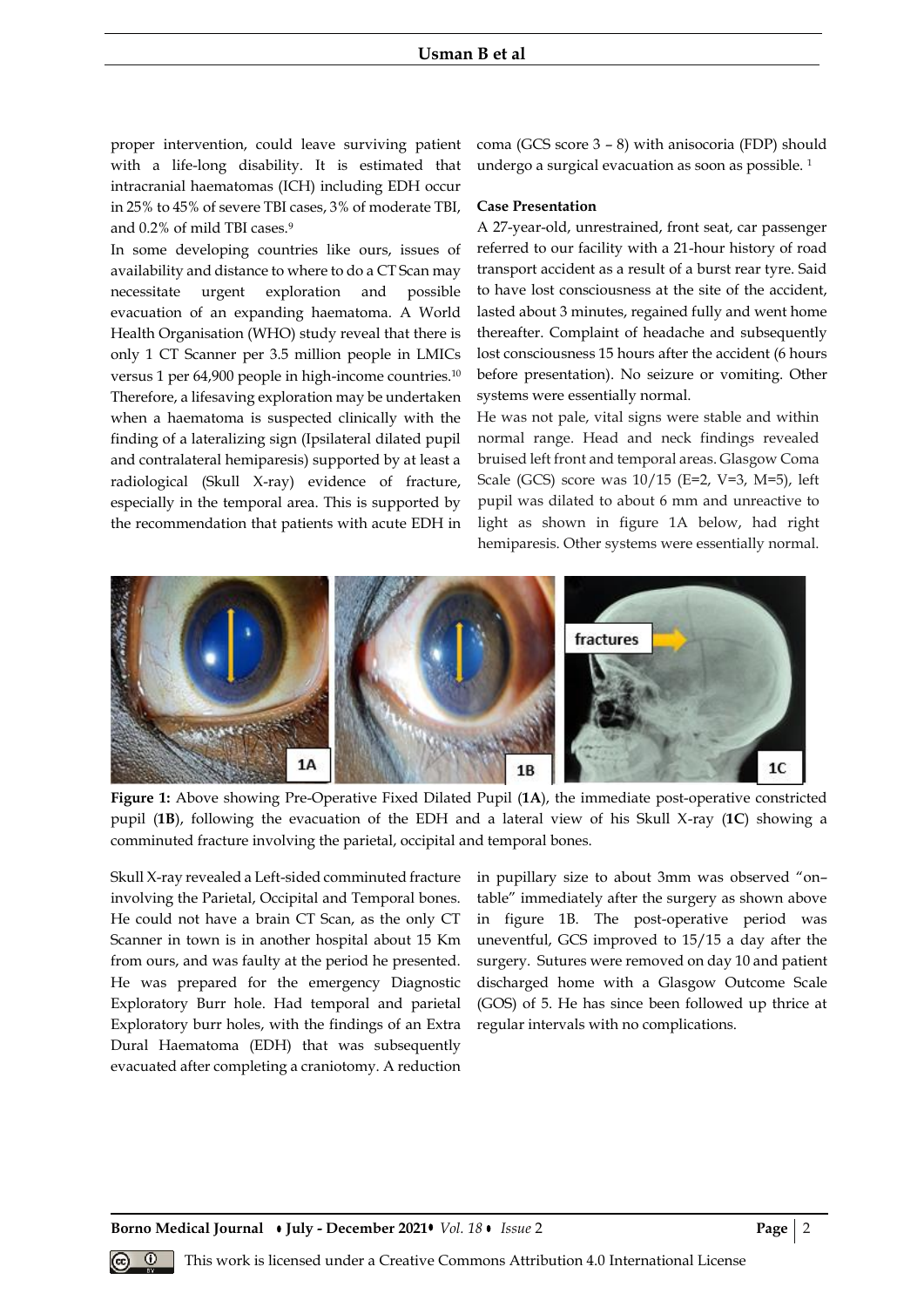proper intervention, could leave surviving patient with a life-long disability. It is estimated that intracranial haematomas (ICH) including EDH occur in 25% to 45% of severe TBI cases, 3% of moderate TBI, and 0.2% of mild TBI cases.[9]

In some developing countries like ours, issues of availability and distance to where to do a CT Scan may necessitate urgent exploration and possible evacuation of an expanding haematoma. A World Health Organisation (WHO) study reveal that there is only 1 CT Scanner per 3.5 million people in LMICs versus 1 per 64,900 people in high-income countries.[10] Therefore, a lifesaving exploration may be undertaken when a haematoma is suspected clinically with the finding of a lateralizing sign (Ipsilateral dilated pupil and contralateral hemiparesis) supported by at least a radiological (Skull X-ray) evidence of fracture, especially in the temporal area. This is supported by the recommendation that patients with acute EDH in coma (GCS score 3 – 8) with anisocoria (FDP) should undergo a surgical evacuation as soon as possible.[1]

**Case Presentation**

A 27-year-old, unrestrained, front seat, car passenger referred to our facility with a 21-hour history of road transport accident as a result of a burst rear tyre. Said to have lost consciousness at the site of the accident, lasted about 3 minutes, regained fully and went home thereafter. Complaint of headache and subsequently lost consciousness 15 hours after the accident (6 hours before presentation). No seizure or vomiting. Other systems were essentially normal.

He was not pale, vital signs were stable and within normal range. Head and neck findings revealed bruised left front and temporal areas. Glasgow Coma Scale (GCS) score was 10/15 (E=2, V=3, M=5), left pupil was dilated to about 6 mm and unreactive to light as shown in figure 1A below, had right hemiparesis. Other systems were essentially normal.

**Figure 1:** Above showing Pre-Operative Fixed Dilated Pupil (**1A**), the immediate post-operative constricted pupil (**1B**), following the evacuation of the EDH and a lateral view of his Skull X-ray (**1C**) showing a comminuted fracture involving the parietal, occipital and temporal bones.

Skull X-ray revealed a Left-sided comminuted fracture involving the Parietal, Occipital and Temporal bones. He could not have a brain CT Scan, as the only CT Scanner in town is in another hospital about 15 Km from ours, and was faulty at the period he presented. He was prepared for the emergency Diagnostic Exploratory Burr hole. Had temporal and parietal Exploratory burr holes, with the findings of an Extra Dural Haematoma (EDH) that was subsequently evacuated after completing a craniotomy. A reduction in pupillary size to about 3mm was observed "on–table" immediately after the surgery as shown above in figure 1B. The post-operative period was uneventful, GCS improved to 15/15 a day after the surgery. Sutures were removed on day 10 and patient discharged home with a Glasgow Outcome Scale (GOS) of 5. He has since been followed up thrice at regular intervals with no complications.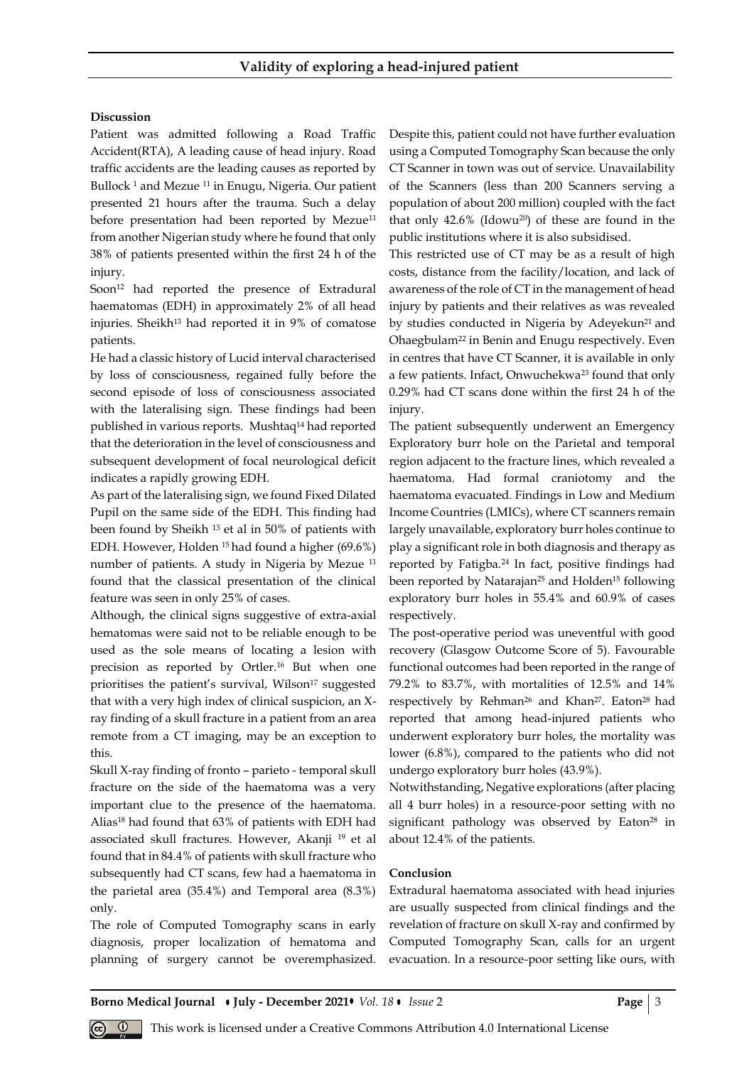**Discussion**

Patient was admitted following a Road Traffic Accident(RTA), A leading cause of head injury. Road traffic accidents are the leading causes as reported by Bullock [1] and Mezue [11] in Enugu, Nigeria. Our patient presented 21 hours after the trauma. Such a delay before presentation had been reported by Mezue[11] from another Nigerian study where he found that only 38% of patients presented within the first 24 h of the injury.

Soon[12] had reported the presence of Extradural haematomas (EDH) in approximately 2% of all head injuries. Sheikh[13] had reported it in 9% of comatose patients.

He had a classic history of Lucid interval characterised by loss of consciousness, regained fully before the second episode of loss of consciousness associated with the lateralising sign. These findings had been published in various reports. Mushtaq[14] had reported that the deterioration in the level of consciousness and subsequent development of focal neurological deficit indicates a rapidly growing EDH.

As part of the lateralising sign, we found Fixed Dilated Pupil on the same side of the EDH. This finding had been found by Sheikh [13] et al in 50% of patients with EDH. However, Holden [15] had found a higher (69.6%) number of patients. A study in Nigeria by Mezue [11] found that the classical presentation of the clinical feature was seen in only 25% of cases.

Although, the clinical signs suggestive of extra-axial hematomas were said not to be reliable enough to be used as the sole means of locating a lesion with precision as reported by Ortler.[16] But when one prioritises the patient's survival, Wilson[17] suggested that with a very high index of clinical suspicion, an X-ray finding of a skull fracture in a patient from an area remote from a CT imaging, may be an exception to this.

Skull X-ray finding of fronto – parieto - temporal skull fracture on the side of the haematoma was a very important clue to the presence of the haematoma. Alias[18] had found that 63% of patients with EDH had associated skull fractures. However, Akanji [19] et al found that in 84.4% of patients with skull fracture who subsequently had CT scans, few had a haematoma in the parietal area (35.4%) and Temporal area (8.3%) only.

The role of Computed Tomography scans in early diagnosis, proper localization of hematoma and planning of surgery cannot be overemphasized. Despite this, patient could not have further evaluation using a Computed Tomography Scan because the only CT Scanner in town was out of service. Unavailability of the Scanners (less than 200 Scanners serving a population of about 200 million) coupled with the fact that only 42.6% (Idowu[20]) of these are found in the public institutions where it is also subsidised.

This restricted use of CT may be as a result of high costs, distance from the facility/location, and lack of awareness of the role of CT in the management of head injury by patients and their relatives as was revealed by studies conducted in Nigeria by Adeyekun[21] and Ohaegbulam[22] in Benin and Enugu respectively. Even in centres that have CT Scanner, it is available in only a few patients. Infact, Onwuchekwa[23] found that only 0.29% had CT scans done within the first 24 h of the injury.

The patient subsequently underwent an Emergency Exploratory burr hole on the Parietal and temporal region adjacent to the fracture lines, which revealed a haematoma. Had formal craniotomy and the haematoma evacuated. Findings in Low and Medium Income Countries (LMICs), where CT scanners remain largely unavailable, exploratory burr holes continue to play a significant role in both diagnosis and therapy as reported by Fatigba.[24] In fact, positive findings had been reported by Natarajan[25] and Holden[15] following exploratory burr holes in 55.4% and 60.9% of cases respectively.

The post-operative period was uneventful with good recovery (Glasgow Outcome Score of 5). Favourable functional outcomes had been reported in the range of 79.2% to 83.7%, with mortalities of 12.5% and 14% respectively by Rehman[26] and Khan[27]. Eaton[28] had reported that among head-injured patients who underwent exploratory burr holes, the mortality was lower (6.8%), compared to the patients who did not undergo exploratory burr holes (43.9%).

Notwithstanding, Negative explorations (after placing all 4 burr holes) in a resource-poor setting with no significant pathology was observed by Eaton[28] in about 12.4% of the patients.

**Conclusion**

Extradural haematoma associated with head injuries are usually suspected from clinical findings and the revelation of fracture on skull X-ray and confirmed by Computed Tomography Scan, calls for an urgent evacuation. In a resource-poor setting like ours, with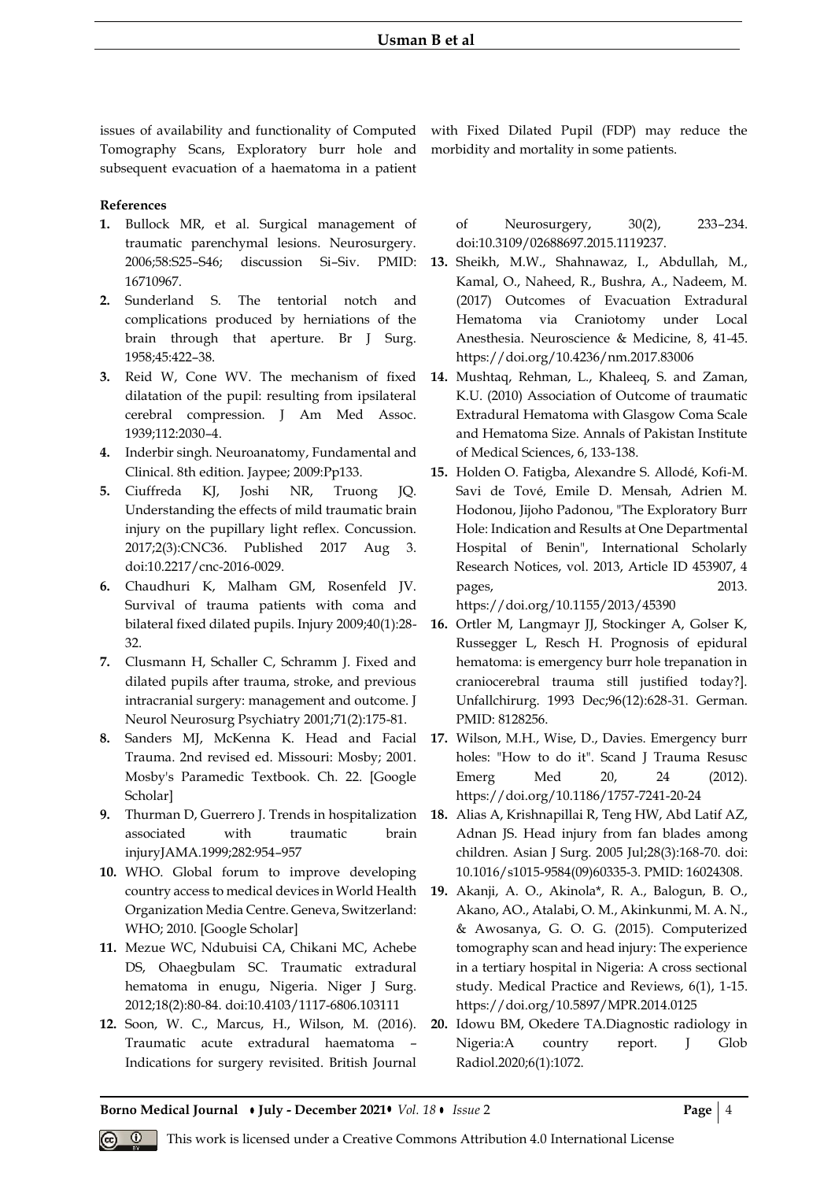issues of availability and functionality of Computed Tomography Scans, Exploratory burr hole and subsequent evacuation of a haematoma in a patient with Fixed Dilated Pupil (FDP) may reduce the morbidity and mortality in some patients.

**References**

1. Bullock MR, et al. Surgical management of traumatic parenchymal lesions. Neurosurgery. 2006;58:S25–S46; discussion Si–Siv. PMID: 16710967.
2. Sunderland S. The tentorial notch and complications produced by herniations of the brain through that aperture. Br J Surg. 1958;45:422–38.
3. Reid W, Cone WV. The mechanism of fixed dilatation of the pupil: resulting from ipsilateral cerebral compression. J Am Med Assoc. 1939;112:2030–4.
4. Inderbir singh. Neuroanatomy, Fundamental and Clinical. 8th edition. Jaypee; 2009:Pp133.
5. Ciuffreda KJ, Joshi NR, Truong JQ. Understanding the effects of mild traumatic brain injury on the pupillary light reflex. Concussion. 2017;2(3):CNC36. Published 2017 Aug 3. doi:10.2217/cnc-2016-0029.
6. Chaudhuri K, Malham GM, Rosenfeld JV. Survival of trauma patients with coma and bilateral fixed dilated pupils. Injury 2009;40(1):28-32.
7. Clusmann H, Schaller C, Schramm J. Fixed and dilated pupils after trauma, stroke, and previous intracranial surgery: management and outcome. J Neurol Neurosurg Psychiatry 2001;71(2):175-81.
8. Sanders MJ, McKenna K. Head and Facial Trauma. 2nd revised ed. Missouri: Mosby; 2001. Mosby's Paramedic Textbook. Ch. 22. [Google Scholar]
9. Thurman D, Guerrero J. Trends in hospitalization associated with traumatic brain injuryJAMA.1999;282:954–957
10. WHO. Global forum to improve developing country access to medical devices in World Health Organization Media Centre. Geneva, Switzerland: WHO; 2010. [Google Scholar]
11. Mezue WC, Ndubuisi CA, Chikani MC, Achebe DS, Ohaegbulam SC. Traumatic extradural hematoma in enugu, Nigeria. Niger J Surg. 2012;18(2):80-84. doi:10.4103/1117-6806.103111
12. Soon, W. C., Marcus, H., Wilson, M. (2016). Traumatic acute extradural haematoma – Indications for surgery revisited. British Journal of Neurosurgery, 30(2), 233–234. doi:10.3109/02688697.2015.1119237.
13. Sheikh, M.W., Shahnawaz, I., Abdullah, M., Kamal, O., Naheed, R., Bushra, A., Nadeem, M. (2017) Outcomes of Evacuation Extradural Hematoma via Craniotomy under Local Anesthesia. Neuroscience & Medicine, 8, 41-45. https://doi.org/10.4236/nm.2017.83006
14. Mushtaq, Rehman, L., Khaleeq, S. and Zaman, K.U. (2010) Association of Outcome of traumatic Extradural Hematoma with Glasgow Coma Scale and Hematoma Size. Annals of Pakistan Institute of Medical Sciences, 6, 133-138.
15. Holden O. Fatigba, Alexandre S. Allodé, Kofi-M. Savi de Tové, Emile D. Mensah, Adrien M. Hodonou, Jijoho Padonou, "The Exploratory Burr Hole: Indication and Results at One Departmental Hospital of Benin", International Scholarly Research Notices, vol. 2013, Article ID 453907, 4 pages, 2013. https://doi.org/10.1155/2013/45390
16. Ortler M, Langmayr JJ, Stockinger A, Golser K, Russegger L, Resch H. Prognosis of epidural hematoma: is emergency burr hole trepanation in craniocerebral trauma still justified today?]. Unfallchirurg. 1993 Dec;96(12):628-31. German. PMID: 8128256.
17. Wilson, M.H., Wise, D., Davies. Emergency burr holes: "How to do it". Scand J Trauma Resusc Emerg Med 20, 24 (2012). https://doi.org/10.1186/1757-7241-20-24
18. Alias A, Krishnapillai R, Teng HW, Abd Latif AZ, Adnan JS. Head injury from fan blades among children. Asian J Surg. 2005 Jul;28(3):168-70. doi: 10.1016/s1015-9584(09)60335-3. PMID: 16024308.
19. Akanji, A. O., Akinola*, R. A., Balogun, B. O., Akano, AO., Atalabi, O. M., Akinkunmi, M. A. N., & Awosanya, G. O. G. (2015). Computerized tomography scan and head injury: The experience in a tertiary hospital in Nigeria: A cross sectional study. Medical Practice and Reviews, 6(1), 1-15. https://doi.org/10.5897/MPR.2014.0125
20. Idowu BM, Okedere TA.Diagnostic radiology in Nigeria:A country report. J Glob Radiol.2020;6(1):1072.

This work is licensed under a Creative Commons Attribution 4.0 International License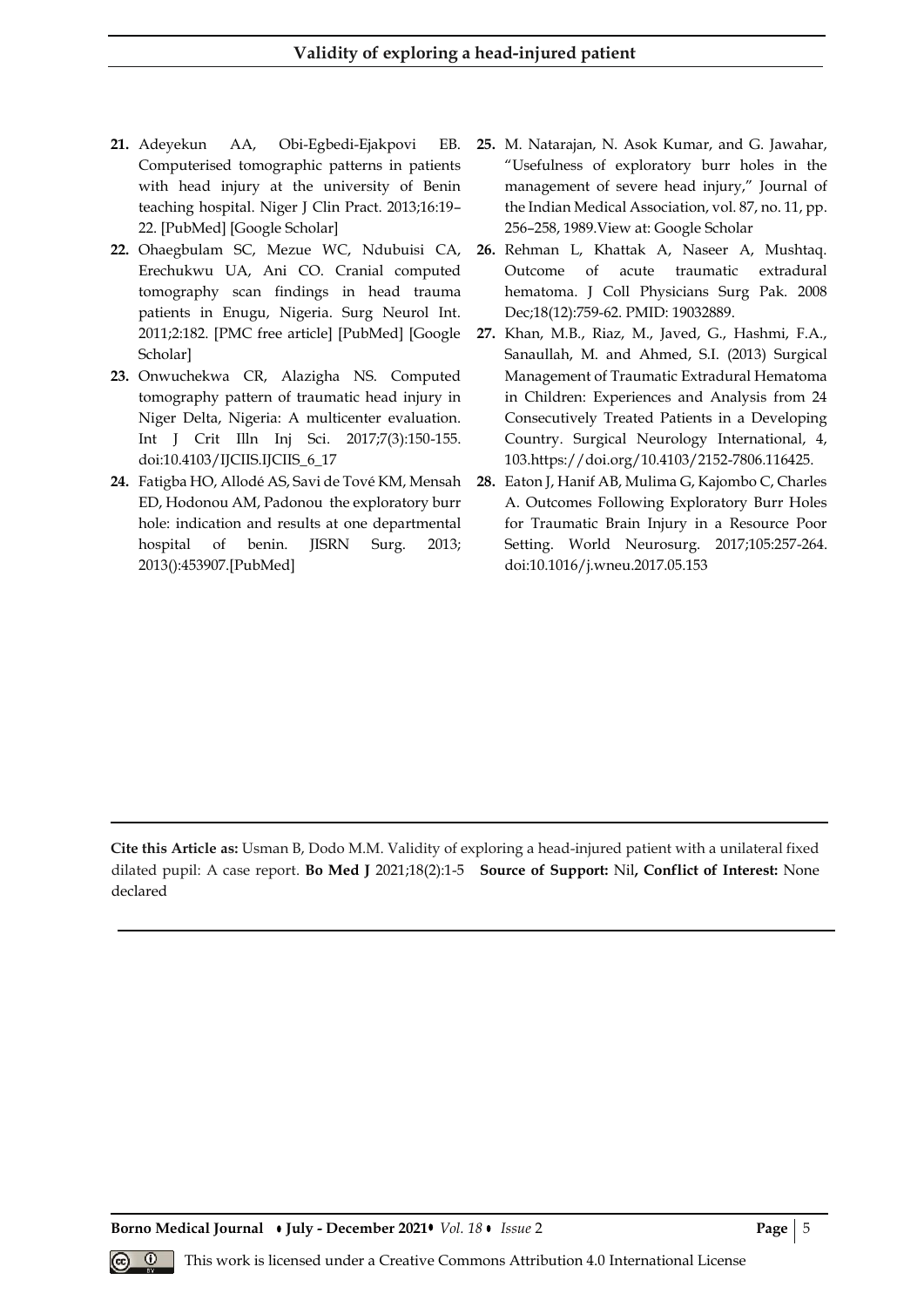21. Adeyekun AA, Obi-Egbedi-Ejakpovi EB. Computerised tomographic patterns in patients with head injury at the university of Benin teaching hospital. Niger J Clin Pract. 2013;16:19–22. [PubMed] [Google Scholar]
22. Ohaegbulam SC, Mezue WC, Ndubuisi CA, Erechukwu UA, Ani CO. Cranial computed tomography scan findings in head trauma patients in Enugu, Nigeria. Surg Neurol Int. 2011;2:182. [PMC free article] [PubMed] [Google Scholar]
23. Onwuchekwa CR, Alazigha NS. Computed tomography pattern of traumatic head injury in Niger Delta, Nigeria: A multicenter evaluation. Int J Crit Illn Inj Sci. 2017;7(3):150-155. doi:10.4103/IJCIIS.IJCIIS_6_17
24. Fatigba HO, Allodé AS, Savi de Tové KM, Mensah ED, Hodonou AM, Padonou the exploratory burr hole: indication and results at one departmental hospital of benin. JISRN Surg. 2013; 2013():453907.[PubMed]
25. M. Natarajan, N. Asok Kumar, and G. Jawahar, "Usefulness of exploratory burr holes in the management of severe head injury," Journal of the Indian Medical Association, vol. 87, no. 11, pp. 256–258, 1989.View at: Google Scholar
26. Rehman L, Khattak A, Naseer A, Mushtaq. Outcome of acute traumatic extradural hematoma. J Coll Physicians Surg Pak. 2008 Dec;18(12):759-62. PMID: 19032889.
27. Khan, M.B., Riaz, M., Javed, G., Hashmi, F.A., Sanaullah, M. and Ahmed, S.I. (2013) Surgical Management of Traumatic Extradural Hematoma in Children: Experiences and Analysis from 24 Consecutively Treated Patients in a Developing Country. Surgical Neurology International, 4, 103.https://doi.org/10.4103/2152-7806.116425.
28. Eaton J, Hanif AB, Mulima G, Kajombo C, Charles A. Outcomes Following Exploratory Burr Holes for Traumatic Brain Injury in a Resource Poor Setting. World Neurosurg. 2017;105:257-264. doi:10.1016/j.wneu.2017.05.153

**Cite this Article as:** Usman B, Dodo M.M. Validity of exploring a head-injured patient with a unilateral fixed dilated pupil: A case report. **Bo Med J** 2021;18(2):1-5 **Source of Support:** Nil**, Conflict of Interest:** None declared

This work is licensed under a Creative Commons Attribution 4.0 International License